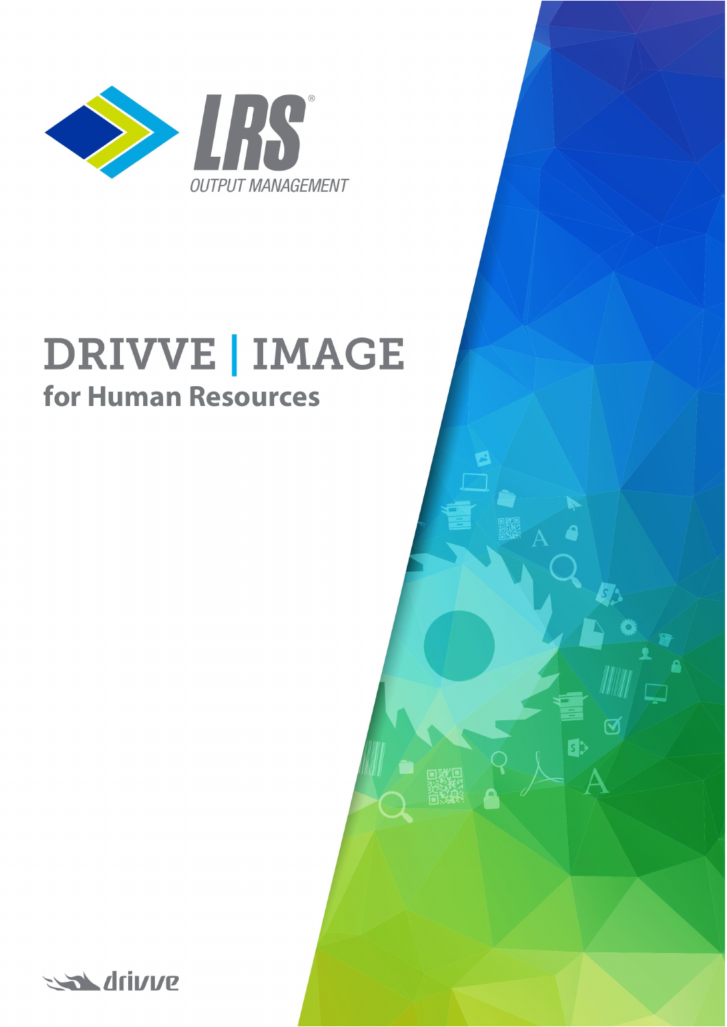LRS®

OUTPUT MANAGEMENT

# DRIVVE | IMAGE

## for Human Resources

drivve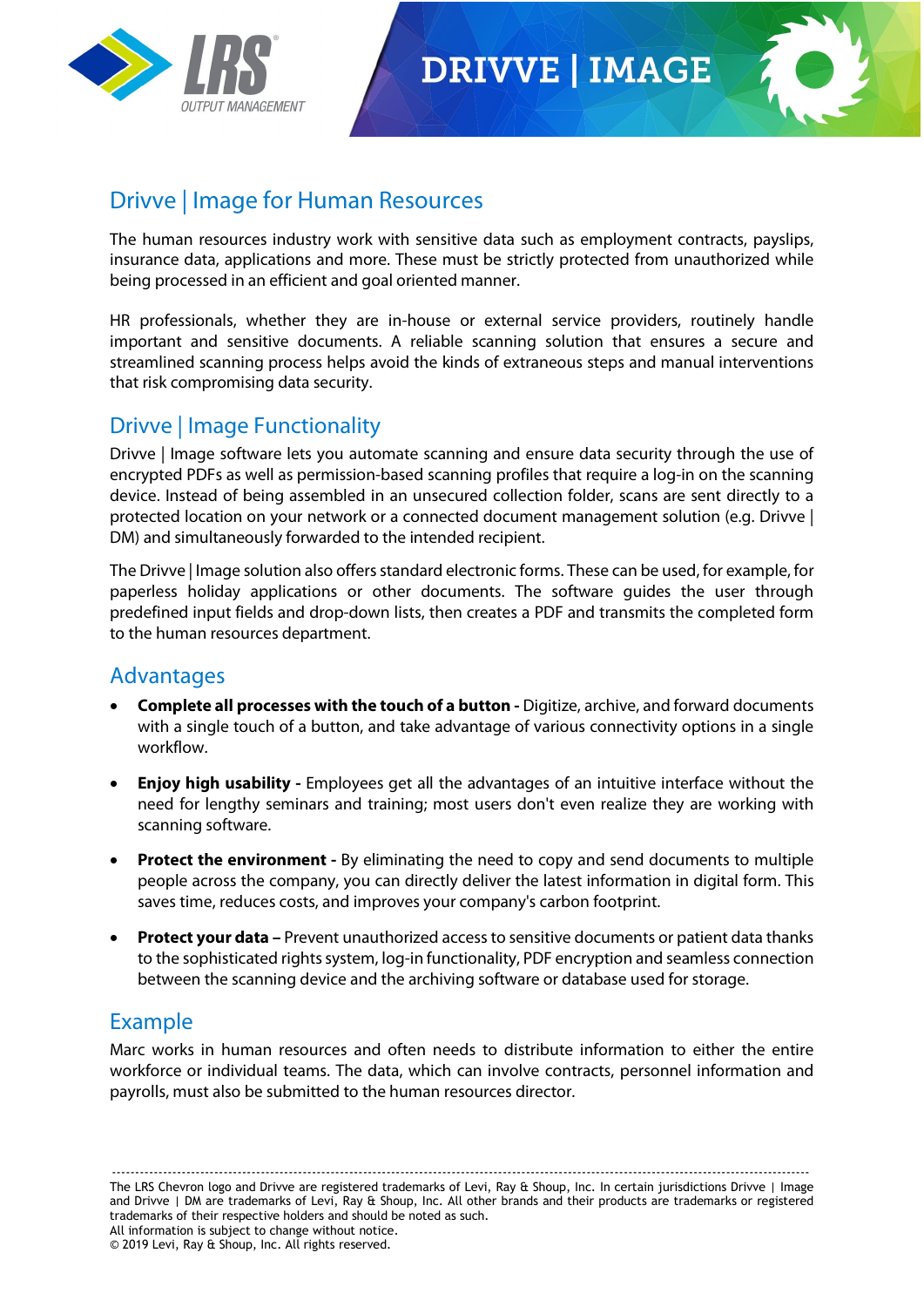# DRIVVE | IMAGE

## Drivve | Image for Human Resources

The human resources industry work with sensitive data such as employment contracts, payslips, insurance data, applications and more. These must be strictly protected from unauthorized while being processed in an efficient and goal oriented manner.

HR professionals, whether they are in-house or external service providers, routinely handle important and sensitive documents. A reliable scanning solution that ensures a secure and streamlined scanning process helps avoid the kinds of extraneous steps and manual interventions that risk compromising data security.

## Drivve | Image Functionality

Drivve | Image software lets you automate scanning and ensure data security through the use of encrypted PDFs as well as permission-based scanning profiles that require a log-in on the scanning device. Instead of being assembled in an unsecured collection folder, scans are sent directly to a protected location on your network or a connected document management solution (e.g. Drivve | DM) and simultaneously forwarded to the intended recipient.

The Drivve | Image solution also offers standard electronic forms. These can be used, for example, for paperless holiday applications or other documents. The software guides the user through predefined input fields and drop-down lists, then creates a PDF and transmits the completed form to the human resources department.

## Advantages

- **Complete all processes with the touch of a button -** Digitize, archive, and forward documents with a single touch of a button, and take advantage of various connectivity options in a single workflow.
- **Enjoy high usability -** Employees get all the advantages of an intuitive interface without the need for lengthy seminars and training; most users don't even realize they are working with scanning software.
- **Protect the environment -** By eliminating the need to copy and send documents to multiple people across the company, you can directly deliver the latest information in digital form. This saves time, reduces costs, and improves your company's carbon footprint.
- **Protect your data –** Prevent unauthorized access to sensitive documents or patient data thanks to the sophisticated rights system, log-in functionality, PDF encryption and seamless connection between the scanning device and the archiving software or database used for storage.

## Example

Marc works in human resources and often needs to distribute information to either the entire workforce or individual teams. The data, which can involve contracts, personnel information and payrolls, must also be submitted to the human resources director.

---

The LRS Chevron logo and Drivve are registered trademarks of Levi, Ray & Shoup, Inc. In certain jurisdictions Drivve | Image and Drivve | DM are trademarks of Levi, Ray & Shoup, Inc. All other brands and their products are trademarks or registered trademarks of their respective holders and should be noted as such.
All information is subject to change without notice.
© 2019 Levi, Ray & Shoup, Inc. All rights reserved.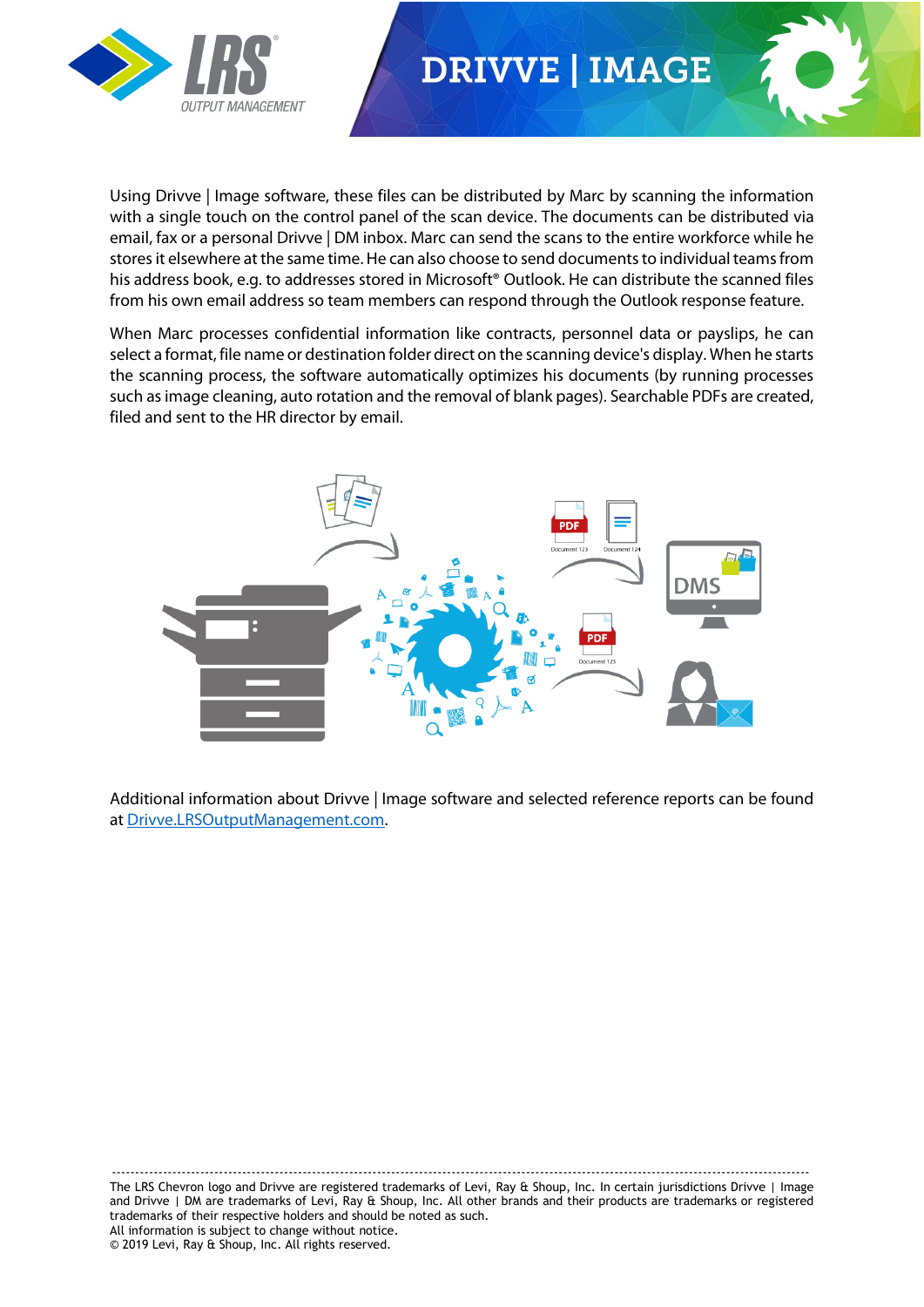Using Drivve | Image software, these files can be distributed by Marc by scanning the information with a single touch on the control panel of the scan device. The documents can be distributed via email, fax or a personal Drivve | DM inbox. Marc can send the scans to the entire workforce while he stores it elsewhere at the same time. He can also choose to send documents to individual teams from his address book, e.g. to addresses stored in Microsoft® Outlook. He can distribute the scanned files from his own email address so team members can respond through the Outlook response feature.

When Marc processes confidential information like contracts, personnel data or payslips, he can select a format, file name or destination folder direct on the scanning device's display. When he starts the scanning process, the software automatically optimizes his documents (by running processes such as image cleaning, auto rotation and the removal of blank pages). Searchable PDFs are created, filed and sent to the HR director by email.

PDF
Document 123
Document 124
DMS
PDF
Document 123

Additional information about Drivve | Image software and selected reference reports can be found at [Drivve.LRSOutputManagement.com](Drivve.LRSOutputManagement.com).

---

The LRS Chevron logo and Drivve are registered trademarks of Levi, Ray & Shoup, Inc. In certain jurisdictions Drivve | Image and Drivve | DM are trademarks of Levi, Ray & Shoup, Inc. All other brands and their products are trademarks or registered trademarks of their respective holders and should be noted as such.
All information is subject to change without notice.
© 2019 Levi, Ray & Shoup, Inc. All rights reserved.